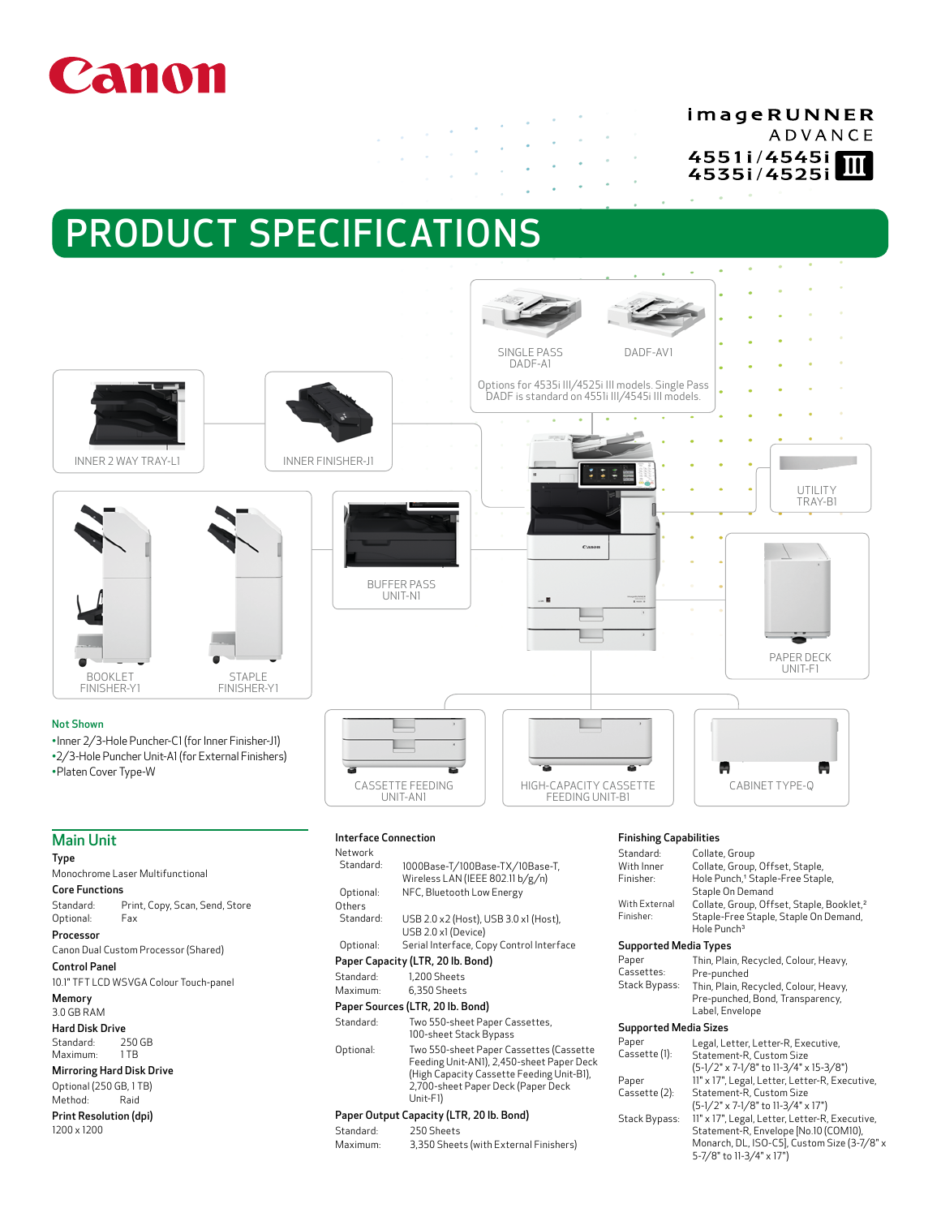Canon

imageRUNNER ADVANCE
4551i/4545i III
4535i/4525i

# PRODUCT SPECIFICATIONS

SINGLE PASS DADF-A1

DADF-AV1

Options for 4535i III/4525i III models. Single Pass DADF is standard on 4551i III/4545i III models.

INNER 2 WAY TRAY-L1

INNER FINISHER-J1

UTILITY TRAY-B1

BOOKLET FINISHER-Y1

STAPLE FINISHER-Y1

BUFFER PASS UNIT-N1

PAPER DECK UNIT-F1

CASSETTE FEEDING UNIT-AN1

HIGH-CAPACITY CASSETTE FEEDING UNIT-B1

CABINET TYPE-Q

**Not Shown**

- Inner 2/3-Hole Puncher-C1 (for Inner Finisher-J1)
- 2/3-Hole Puncher Unit-A1 (for External Finishers)
- Platen Cover Type-W

## Main Unit

**Type**

Monochrome Laser Multifunctional

**Core Functions**

Standard: Print, Copy, Scan, Send, Store
Optional: Fax

**Processor**

Canon Dual Custom Processor (Shared)

**Control Panel**

10.1" TFT LCD WSVGA Colour Touch-panel

**Memory**

3.0 GB RAM

**Hard Disk Drive**

Standard: 250 GB
Maximum: 1 TB

**Mirroring Hard Disk Drive**

Optional (250 GB, 1 TB)
Method: Raid

**Print Resolution (dpi)**

1200 x 1200

**Interface Connection**

Network
Standard: 1000Base-T/100Base-TX/10Base-T, Wireless LAN (IEEE 802.11 b/g/n)
Optional: NFC, Bluetooth Low Energy

Others
Standard: USB 2.0 x2 (Host), USB 3.0 x1 (Host), USB 2.0 x1 (Device)
Optional: Serial Interface, Copy Control Interface

**Paper Capacity (LTR, 20 lb. Bond)**

Standard: 1,200 Sheets
Maximum: 6,350 Sheets

**Paper Sources (LTR, 20 lb. Bond)**

Standard: Two 550-sheet Paper Cassettes, 100-sheet Stack Bypass
Optional: Two 550-sheet Paper Cassettes (Cassette Feeding Unit-AN1), 2,450-sheet Paper Deck (High Capacity Cassette Feeding Unit-B1), 2,700-sheet Paper Deck (Paper Deck Unit-F1)

**Paper Output Capacity (LTR, 20 lb. Bond)**

Standard: 250 Sheets
Maximum: 3,350 Sheets (with External Finishers)

**Finishing Capabilities**

Standard: Collate, Group
With Inner Finisher: Collate, Group, Offset, Staple, Hole Punch,[1] Staple-Free Staple, Staple On Demand
With External Finisher: Collate, Group, Offset, Staple, Booklet,[2] Staple-Free Staple, Staple On Demand, Hole Punch[3]

**Supported Media Types**

Paper Cassettes: Thin, Plain, Recycled, Colour, Heavy, Pre-punched
Stack Bypass: Thin, Plain, Recycled, Colour, Heavy, Pre-punched, Bond, Transparency, Label, Envelope

**Supported Media Sizes**

Paper Cassette (1): Legal, Letter, Letter-R, Executive, Statement-R, Custom Size (5-1/2" x 7-1/8" to 11-3/4" x 15-3/8")
Paper Cassette (2): 11" x 17", Legal, Letter, Letter-R, Executive, Statement-R, Custom Size (5-1/2" x 7-1/8" to 11-3/4" x 17")
Stack Bypass: 11" x 17", Legal, Letter, Letter-R, Executive, Statement-R, Envelope [No.10 (COM10), Monarch, DL, ISO-C5], Custom Size (3-7/8" x 5-7/8" to 11-3/4" x 17")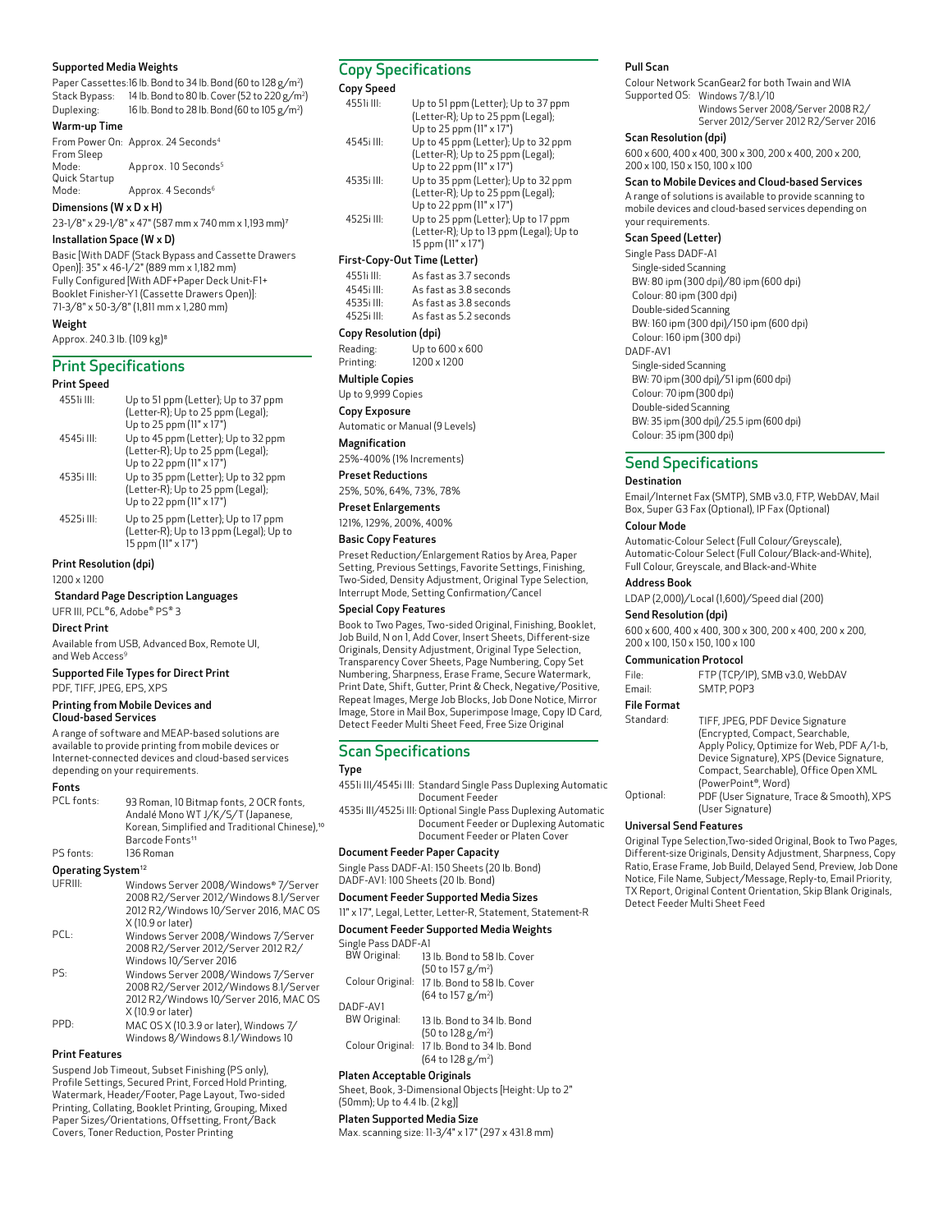### Supported Media Weights

Paper Cassettes: 16 lb. Bond to 34 lb. Bond (60 to 128 g/m²)
Stack Bypass: 14 lb. Bond to 80 lb. Cover (52 to 220 g/m²)
Duplexing: 16 lb. Bond to 28 lb. Bond (60 to 105 g/m²)

### Warm-up Time

From Power On: Approx. 24 Seconds[4]
From Sleep Mode: Approx. 10 Seconds[5]
Quick Startup Mode: Approx. 4 Seconds[6]

### Dimensions (W x D x H)

23-1/8" x 29-1/8" x 47" (587 mm x 740 mm x 1,193 mm)[7]

### Installation Space (W x D)

Basic [With DADF (Stack Bypass and Cassette Drawers Open)]: 35" x 46-1/2" (889 mm x 1,182 mm)
Fully Configured [With ADF+Paper Deck Unit-F1+ Booklet Finisher-Y1 (Cassette Drawers Open)]: 71-3/8" x 50-3/8" (1,811 mm x 1,280 mm)

### Weight

Approx. 240.3 lb. (109 kg)[8]

## Print Specifications

### Print Speed

| | |
|---|---|
| 4551i III: | Up to 51 ppm (Letter); Up to 37 ppm (Letter-R); Up to 25 ppm (Legal); Up to 25 ppm (11" x 17") |
| 4545i III: | Up to 45 ppm (Letter); Up to 32 ppm (Letter-R); Up to 25 ppm (Legal); Up to 22 ppm (11" x 17") |
| 4535i III: | Up to 35 ppm (Letter); Up to 32 ppm (Letter-R); Up to 25 ppm (Legal); Up to 22 ppm (11" x 17") |
| 4525i III: | Up to 25 ppm (Letter); Up to 17 ppm (Letter-R); Up to 13 ppm (Legal); Up to 15 ppm (11" x 17") |

### Print Resolution (dpi)

1200 x 1200

### Standard Page Description Languages

UFR III, PCL®6, Adobe® PS® 3

### Direct Print

Available from USB, Advanced Box, Remote UI, and Web Access[9]

### Supported File Types for Direct Print

PDF, TIFF, JPEG, EPS, XPS

### Printing from Mobile Devices and Cloud-based Services

A range of software and MEAP-based solutions are available to provide printing from mobile devices or Internet-connected devices and cloud-based services depending on your requirements.

### Fonts

PCL fonts: 93 Roman, 10 Bitmap fonts, 2 OCR fonts, Andalé Mono WT J/K/S/T (Japanese, Korean, Simplified and Traditional Chinese),[10] Barcode Fonts[11]
PS fonts: 136 Roman

### Operating System[12]

| | |
|---|---|
| UFRIII: | Windows Server 2008/Windows® 7/Server 2008 R2/Server 2012/Windows 8.1/Server 2012 R2/Windows 10/Server 2016, MAC OS X (10.9 or later) |
| PCL: | Windows Server 2008/Windows 7/Server 2008 R2/Server 2012/Server 2012 R2/ Windows 10/Server 2016 |
| PS: | Windows Server 2008/Windows 7/Server 2008 R2/Server 2012/Windows 8.1/Server 2012 R2/Windows 10/Server 2016, MAC OS X (10.9 or later) |
| PPD: | MAC OS X (10.3.9 or later), Windows 7/ Windows 8/Windows 8.1/Windows 10 |

### Print Features

Suspend Job Timeout, Subset Finishing (PS only), Profile Settings, Secured Print, Forced Hold Printing, Watermark, Header/Footer, Page Layout, Two-sided Printing, Collating, Booklet Printing, Grouping, Mixed Paper Sizes/Orientations, Offsetting, Front/Back Covers, Toner Reduction, Poster Printing

## Copy Specifications

### Copy Speed

| | |
|---|---|
| 4551i III: | Up to 51 ppm (Letter); Up to 37 ppm (Letter-R); Up to 25 ppm (Legal); Up to 25 ppm (11" x 17") |
| 4545i III: | Up to 45 ppm (Letter); Up to 32 ppm (Letter-R); Up to 25 ppm (Legal); Up to 22 ppm (11" x 17") |
| 4535i III: | Up to 35 ppm (Letter); Up to 32 ppm (Letter-R); Up to 25 ppm (Legal); Up to 22 ppm (11" x 17") |
| 4525i III: | Up to 25 ppm (Letter); Up to 17 ppm (Letter-R); Up to 13 ppm (Legal); Up to 15 ppm (11" x 17") |

### First-Copy-Out Time (Letter)

| | |
|---|---|
| 4551i III: | As fast as 3.7 seconds |
| 4545i III: | As fast as 3.8 seconds |
| 4535i III: | As fast as 3.8 seconds |
| 4525i III: | As fast as 5.2 seconds |

### Copy Resolution (dpi)

Reading: Up to 600 x 600
Printing: 1200 x 1200

### Multiple Copies

Up to 9,999 Copies

### Copy Exposure

Automatic or Manual (9 Levels)

### Magnification

25%-400% (1% Increments)

### Preset Reductions

25%, 50%, 64%, 73%, 78%

### Preset Enlargements

121%, 129%, 200%, 400%

### Basic Copy Features

Preset Reduction/Enlargement Ratios by Area, Paper Setting, Previous Settings, Favorite Settings, Finishing, Two-Sided, Density Adjustment, Original Type Selection, Interrupt Mode, Setting Confirmation/Cancel

### Special Copy Features

Book to Two Pages, Two-sided Original, Finishing, Booklet, Job Build, N on 1, Add Cover, Insert Sheets, Different-size Originals, Density Adjustment, Original Type Selection, Transparency Cover Sheets, Page Numbering, Copy Set Numbering, Sharpness, Erase Frame, Secure Watermark, Print Date, Shift, Gutter, Print & Check, Negative/Positive, Repeat Images, Merge Job Blocks, Job Done Notice, Mirror Image, Store in Mail Box, Superimpose Image, Copy ID Card, Detect Feeder Multi Sheet Feed, Free Size Original

## Scan Specifications

### Type

4551i III/4545i III: Standard Single Pass Duplexing Automatic Document Feeder
4535i III/4525i III: Optional Single Pass Duplexing Automatic Document Feeder or Duplexing Automatic Document Feeder or Platen Cover

### Document Feeder Paper Capacity

Single Pass DADF-A1: 150 Sheets (20 lb. Bond)
DADF-AV1: 100 Sheets (20 lb. Bond)

### Document Feeder Supported Media Sizes

11" x 17", Legal, Letter, Letter-R, Statement, Statement-R

### Document Feeder Supported Media Weights

Single Pass DADF-A1
- BW Original: 13 lb. Bond to 58 lb. Cover (50 to 157 g/m²)
- Colour Original: 17 lb. Bond to 58 lb. Cover (64 to 157 g/m²)

DADF-AV1
- BW Original: 13 lb. Bond to 34 lb. Bond (50 to 128 g/m²)
- Colour Original: 17 lb. Bond to 34 lb. Bond (64 to 128 g/m²)

### Platen Acceptable Originals

Sheet, Book, 3-Dimensional Objects [Height: Up to 2" (50mm); Up to 4.4 lb. (2 kg)]

### Platen Supported Media Size

Max. scanning size: 11-3/4" x 17" (297 x 431.8 mm)

### Pull Scan

Colour Network ScanGear2 for both Twain and WIA
Supported OS: Windows 7/8.1/10, Windows Server 2008/Server 2008 R2/ Server 2012/Server 2012 R2/Server 2016

### Scan Resolution (dpi)

600 x 600, 400 x 400, 300 x 300, 200 x 400, 200 x 200, 200 x 100, 150 x 150, 100 x 100

### Scan to Mobile Devices and Cloud-based Services

A range of solutions is available to provide scanning to mobile devices and cloud-based services depending on your requirements.

### Scan Speed (Letter)

Single Pass DADF-A1
- Single-sided Scanning
  - BW: 80 ipm (300 dpi)/80 ipm (600 dpi)
  - Colour: 80 ipm (300 dpi)
- Double-sided Scanning
  - BW: 160 ipm (300 dpi)/150 ipm (600 dpi)
  - Colour: 160 ipm (300 dpi)

DADF-AV1
- Single-sided Scanning
  - BW: 70 ipm (300 dpi)/51 ipm (600 dpi)
  - Colour: 70 ipm (300 dpi)
- Double-sided Scanning
  - BW: 35 ipm (300 dpi)/25.5 ipm (600 dpi)
  - Colour: 35 ipm (300 dpi)

## Send Specifications

### Destination

Email/Internet Fax (SMTP), SMB v3.0, FTP, WebDAV, Mail Box, Super G3 Fax (Optional), IP Fax (Optional)

### Colour Mode

Automatic-Colour Select (Full Colour/Greyscale), Automatic-Colour Select (Full Colour/Black-and-White), Full Colour, Greyscale, and Black-and-White

### Address Book

LDAP (2,000)/Local (1,600)/Speed dial (200)

### Send Resolution (dpi)

600 x 600, 400 x 400, 300 x 300, 200 x 400, 200 x 200, 200 x 100, 150 x 150, 100 x 100

### Communication Protocol

File: FTP (TCP/IP), SMB v3.0, WebDAV
Email: SMTP, POP3

### File Format

Standard: TIFF, JPEG, PDF Device Signature (Encrypted, Compact, Searchable, Apply Policy, Optimize for Web, PDF A/1-b, Device Signature), XPS (Device Signature, Compact, Searchable), Office Open XML (PowerPoint®, Word)
Optional: PDF (User Signature, Trace & Smooth), XPS (User Signature)

### Universal Send Features

Original Type Selection,Two-sided Original, Book to Two Pages, Different-size Originals, Density Adjustment, Sharpness, Copy Ratio, Erase Frame, Job Build, Delayed Send, Preview, Job Done Notice, File Name, Subject/Message, Reply-to, Email Priority, TX Report, Original Content Orientation, Skip Blank Originals, Detect Feeder Multi Sheet Feed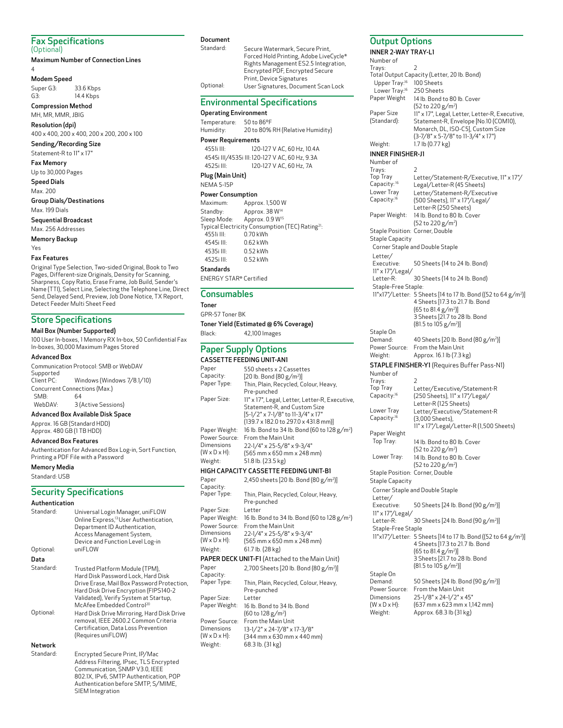## Fax Specifications
(Optional)

**Maximum Number of Connection Lines**

4

**Modem Speed**

Super G3: 33.6 Kbps
G3: 14.4 Kbps

**Compression Method**

MH, MR, MMR, JBIG

**Resolution (dpi)**

400 x 400, 200 x 400, 200 x 200, 200 x 100

**Sending/Recording Size**

Statement-R to 11" x 17"

**Fax Memory**

Up to 30,000 Pages

**Speed Dials**

Max. 200

**Group Dials/Destinations**

Max. 199 Dials

**Sequential Broadcast**

Max. 256 Addresses

**Memory Backup**

Yes

**Fax Features**

Original Type Selection, Two-sided Original, Book to Two Pages, Different-size Originals, Density for Scanning, Sharpness, Copy Ratio, Erase Frame, Job Build, Sender's Name (TTI), Select Line, Selecting the Telephone Line, Direct Send, Delayed Send, Preview, Job Done Notice, TX Report, Detect Feeder Multi Sheet Feed

## Store Specifications

**Mail Box (Number Supported)**

100 User In-boxes, 1 Memory RX In-box, 50 Confidential Fax In-boxes, 30,000 Maximum Pages Stored

**Advanced Box**

Communication Protocol: SMB or WebDAV Supported
Client PC: Windows (Windows 7/8.1/10)
Concurrent Connections (Max.)
SMB: 64
WebDAV: 3 (Active Sessions)

**Advanced Box Available Disk Space**

Approx. 16 GB (Standard HDD)
Approx. 480 GB (1 TB HDD)

**Advanced Box Features**

Authentication for Advanced Box Log-in, Sort Function, Printing a PDF File with a Password

**Memory Media**

Standard: USB

## Security Specifications

**Authentication**

Standard: Universal Login Manager, uniFLOW Online Express,[13] User Authentication, Department ID Authentication, Access Management System, Device and Function Level Log-in
Optional: uniFLOW

**Data**

Standard: Trusted Platform Module (TPM), Hard Disk Password Lock, Hard Disk Drive Erase, Mail Box Password Protection, Hard Disk Drive Encryption (FIPS140-2 Validated), Verify System at Startup, McAfee Embedded Control[20]
Optional: Hard Disk Drive Mirroring, Hard Disk Drive removal, IEEE 2600.2 Common Criteria Certification, Data Loss Prevention (Requires uniFLOW)

**Network**

Standard: Encrypted Secure Print, IP/Mac Address Filtering, IPsec, TLS Encrypted Communication, SNMP V3.0, IEEE 802.1X, IPv6, SMTP Authentication, POP Authentication before SMTP, S/MIME, SIEM Integration

**Document**

Standard: Secure Watermark, Secure Print, Forced Hold Printing, Adobe LiveCycle® Rights Management ES2.5 Integration, Encrypted PDF, Encrypted Secure Print, Device Signatures
Optional: User Signatures, Document Scan Lock

## Environmental Specifications

**Operating Environment**

Temperature: 50 to 86°F
Humidity: 20 to 80% RH (Relative Humidity)

**Power Requirements**

4551i III: 120-127 V AC, 60 Hz, 10.4A
4545i III/4535i III: 120-127 V AC, 60 Hz, 9.3A
4525i III: 120-127 V AC, 60 Hz, 7A

**Plug (Main Unit)**

NEMA 5-15P

**Power Consumption**

Maximum: Approx. 1,500 W
Standby: Approx. 38 W[14]
Sleep Mode: Approx. 0.9 W[15]
Typical Electricity Consumption (TEC) Rating[21]:
4551i III: 0.70 kWh
4545i III: 0.62 kWh
4535i III: 0.52 kWh
4525i III: 0.52 kWh

**Standards**

ENERGY STAR® Certified

## Consumables

**Toner**

GPR-57 Toner BK

**Toner Yield (Estimated @ 6% Coverage)**

Black: 42,100 Images

## Paper Supply Options

**CASSETTE FEEDING UNIT-AN1**

Paper Capacity: 550 sheets x 2 Cassettes [20 lb. Bond (80 g/m²)]
Paper Type: Thin, Plain, Recycled, Colour, Heavy, Pre-punched
Paper Size: 11" x 17", Legal, Letter, Letter-R, Executive, Statement-R, and Custom Size [5-1/2" x 7-1/8" to 11-3/4" x 17" (139.7 x 182.0 to 297.0 x 431.8 mm)]
Paper Weight: 16 lb. Bond to 34 lb. Bond (60 to 128 g/m²)
Power Source: From the Main Unit
Dimensions (W x D x H): 22-1/4" x 25-5/8" x 9-3/4" (565 mm x 650 mm x 248 mm)
Weight: 51.8 lb. (23.5 kg)

**HIGH CAPACITY CASSETTE FEEDING UNIT-B1**

Paper Capacity: 2,450 sheets [20 lb. Bond (80 g/m²)]
Paper Type: Thin, Plain, Recycled, Colour, Heavy, Pre-punched
Paper Size: Letter
Paper Weight: 16 lb. Bond to 34 lb. Bond (60 to 128 g/m²)
Power Source: From the Main Unit
Dimensions (W x D x H): 22-1/4" x 25-5/8" x 9-3/4" (565 mm x 650 mm x 248 mm)
Weight: 61.7 lb. (28 kg)

**PAPER DECK UNIT-F1** (Attached to the Main Unit)

Paper Capacity: 2,700 Sheets [20 lb. Bond (80 g/m²)]
Paper Type: Thin, Plain, Recycled, Colour, Heavy, Pre-punched
Paper Size: Letter
Paper Weight: 16 lb. Bond to 34 lb. Bond (60 to 128 g/m²)
Power Source: From the Main Unit
Dimensions (W x D x H): 13-1/2" x 24-7/8" x 17-3/8" (344 mm x 630 mm x 440 mm)
Weight: 68.3 lb. (31 kg)

## Output Options

**INNER 2-WAY TRAY-L1**

Number of Trays: 2
Total Output Capacity (Letter, 20 lb. Bond)
Upper Tray:[16] 100 Sheets
Lower Tray:[16] 250 Sheets
Paper Weight: 14 lb. Bond to 80 lb. Cover (52 to 220 g/m²)
Paper Size (Standard): 11" x 17", Legal, Letter, Letter-R, Executive, Statement-R, Envelope [No.10 (COM10), Monarch, DL, ISO-C5], Custom Size (3-7/8" x 5-7/8" to 11-3/4" x 17")
Weight: 1.7 lb (0.77 kg)

**INNER FINISHER-J1**

Number of Trays: 2
Top Tray Capacity:[16] Letter/Statement-R/Executive, 11" x 17"/Legal/Letter-R (45 Sheets)
Lower Tray Capacity:[16] Letter/Statement-R/Executive (500 Sheets), 11" x 17"/Legal/Letter-R (250 Sheets)
Paper Weight: 14 lb. Bond to 80 lb. Cover (52 to 220 g/m²)
Staple Position: Corner, Double
Staple Capacity
Corner Staple and Double Staple
Letter/Executive: 50 Sheets (14 to 24 lb. Bond)
11" x 17"/Legal/Letter-R: 30 Sheets (14 to 24 lb. Bond)
Staple-Free Staple:
11"x17"/Letter: 5 Sheets [14 to 17 lb. Bond ((52 to 64 g/m²)]
4 Sheets [17.3 to 21.7 lb. Bond (65 to 81.4 g/m²)]
3 Sheets [21.7 to 28 lb. Bond (81.5 to 105 g/m²)]
Staple On Demand: 40 Sheets [20 lb. Bond (80 g/m²)]
Power Source: From the Main Unit
Weight: Approx. 16.1 lb (7.3 kg)

**STAPLE FINISHER-Y1** (Requires Buffer Pass-N1)

Number of Trays: 2
Top Tray Capacity:[16] Letter/Executive/Statement-R (250 Sheets), 11" x 17"/Legal/Letter-R (125 Sheets)
Lower Tray Capacity:[16] Letter/Executive/Statement-R (3,000 Sheets), 11" x 17"/Legal/Letter-R (1,500 Sheets)
Paper Weight
Top Tray: 14 lb. Bond to 80 lb. Cover (52 to 220 g/m²)
Lower Tray: 14 lb. Bond to 80 lb. Cover (52 to 220 g/m²)
Staple Position: Corner, Double
Staple Capacity
Corner Staple and Double Staple
Letter/Executive: 50 Sheets [24 lb. Bond (90 g/m²)]
11" x 17"/Legal/Letter-R: 30 Sheets [24 lb. Bond (90 g/m²)]
Staple-Free Staple
11"x17"/Letter: 5 Sheets [14 to 17 lb. Bond ((52 to 64 g/m²)]
4 Sheets [17.3 to 21.7 lb. Bond (65 to 81.4 g/m²)]
3 Sheets [21.7 to 28 lb. Bond (81.5 to 105 g/m²)]
Staple On Demand: 50 Sheets [24 lb. Bond (90 g/m²)]
Power Source: From the Main Unit
Dimensions (W x D x H): 25-1/8" x 24-1/2" x 45" (637 mm x 623 mm x 1,142 mm)
Weight: Approx. 68.3 lb (31 kg)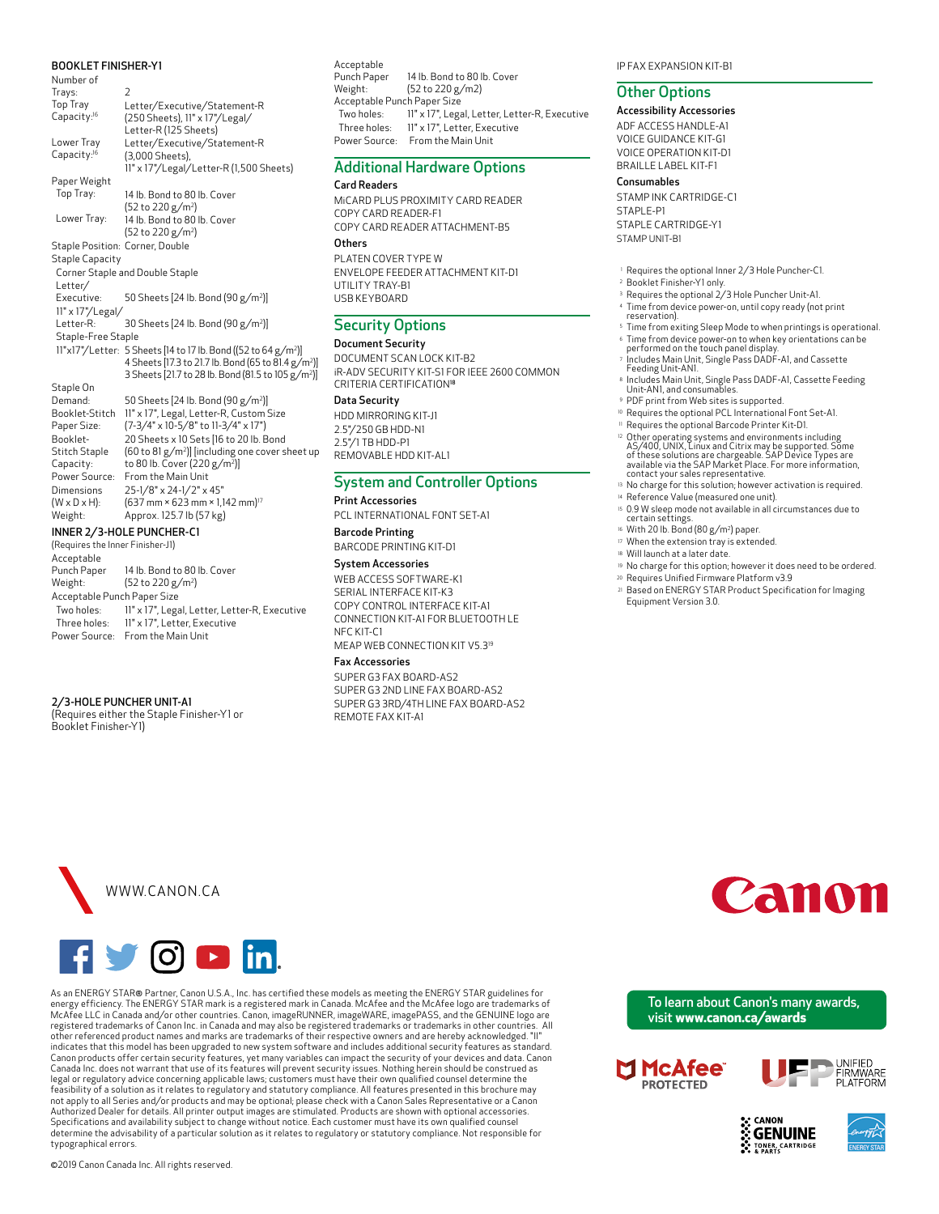### BOOKLET FINISHER-Y1

| | |
|---|---|
| Number of Trays: | 2 |
| Top Tray Capacity:[16] | Letter/Executive/Statement-R (250 Sheets), 11" x 17"/Legal/ Letter-R (125 Sheets) |
| Lower Tray Capacity:[16] | Letter/Executive/Statement-R (3,000 Sheets), 11" x 17"/Legal/Letter-R (1,500 Sheets) |
| Paper Weight | |
| Top Tray: | 14 lb. Bond to 80 lb. Cover (52 to 220 g/m²) |
| Lower Tray: | 14 lb. Bond to 80 lb. Cover (52 to 220 g/m²) |
| Staple Position: | Corner, Double |
| Staple Capacity | |
| Corner Staple and Double Staple | |
| Letter/ Executive: | 50 Sheets [24 lb. Bond (90 g/m²)] |
| 11" x 17"/Legal/ Letter-R: | 30 Sheets [24 lb. Bond (90 g/m²)] |
| Staple-Free Staple | |
| 11"x17"/Letter: | 5 Sheets [14 to 17 lb. Bond ((52 to 64 g/m²)] 4 Sheets [17.3 to 21.7 lb. Bond (65 to 81.4 g/m²)] 3 Sheets [21.7 to 28 lb. Bond (81.5 to 105 g/m²)] |
| Staple On Demand: | 50 Sheets [24 lb. Bond (90 g/m²)] |
| Booklet-Stitch Paper Size: | 11" x 17", Legal, Letter-R, Custom Size (7-3/4" x 10-5/8" to 11-3/4" x 17") |
| Booklet-Stitch Staple Capacity: | 20 Sheets x 10 Sets [16 to 20 lb. Bond (60 to 81 g/m²)] [including one cover sheet up to 80 lb. Cover (220 g/m²)] |
| Power Source: | From the Main Unit |
| Dimensions (W x D x H): | 25-1/8" x 24-1/2" x 45" (637 mm × 623 mm × 1,142 mm)[17] |
| Weight: | Approx. 125.7 lb (57 kg) |

### INNER 2/3-HOLE PUNCHER-C1

(Requires the Inner Finisher-J1)

| | |
|---|---|
| Acceptable Punch Paper Weight: | 14 lb. Bond to 80 lb. Cover (52 to 220 g/m²) |
| Acceptable Punch Paper Size | |
| Two holes: | 11" x 17", Legal, Letter, Letter-R, Executive |
| Three holes: | 11" x 17", Letter, Executive |
| Power Source: | From the Main Unit |

### 2/3-HOLE PUNCHER UNIT-A1

(Requires either the Staple Finisher-Y1 or Booklet Finisher-Y1)

| | |
|---|---|
| Acceptable Punch Paper Weight: | 14 lb. Bond to 80 lb. Cover (52 to 220 g/m2) |
| Acceptable Punch Paper Size | |
| Two holes: | 11" x 17", Legal, Letter, Letter-R, Executive |
| Three holes: | 11" x 17", Letter, Executive |
| Power Source: | From the Main Unit |

## Additional Hardware Options

**Card Readers**

MiCARD PLUS PROXIMITY CARD READER
COPY CARD READER-F1
COPY CARD READER ATTACHMENT-B5

**Others**

PLATEN COVER TYPE W
ENVELOPE FEEDER ATTACHMENT KIT-D1
UTILITY TRAY-B1
USB KEYBOARD

## Security Options

**Document Security**

DOCUMENT SCAN LOCK KIT-B2
iR-ADV SECURITY KIT-S1 FOR IEEE 2600 COMMON CRITERIA CERTIFICATION[18]

**Data Security**

HDD MIRRORING KIT-J1
2.5"/250 GB HDD-N1
2.5"/1 TB HDD-P1
REMOVABLE HDD KIT-AL1

## System and Controller Options

**Print Accessories**

PCL INTERNATIONAL FONT SET-A1

**Barcode Printing**

BARCODE PRINTING KIT-D1

**System Accessories**

WEB ACCESS SOFTWARE-K1
SERIAL INTERFACE KIT-K3
COPY CONTROL INTERFACE KIT-A1
CONNECTION KIT-A1 FOR BLUETOOTH LE
NFC KIT-C1
MEAP WEB CONNECTION KIT V5.3[19]

**Fax Accessories**

SUPER G3 FAX BOARD-AS2
SUPER G3 2ND LINE FAX BOARD-AS2
SUPER G3 3RD/4TH LINE FAX BOARD-AS2
REMOTE FAX KIT-A1
IP FAX EXPANSION KIT-B1

## Other Options

**Accessibility Accessories**

ADF ACCESS HANDLE-A1
VOICE GUIDANCE KIT-G1
VOICE OPERATION KIT-D1
BRAILLE LABEL KIT-F1

**Consumables**

STAMP INK CARTRIDGE-C1
STAPLE-P1
STAPLE CARTRIDGE-Y1
STAMP UNIT-B1

[1] Requires the optional Inner 2/3 Hole Puncher-C1.
[2] Booklet Finisher-Y1 only.
[3] Requires the optional 2/3 Hole Puncher Unit-A1.
[4] Time from device power-on, until copy ready (not print reservation).
[5] Time from exiting Sleep Mode to when printings is operational.
[6] Time from device power-on to when key orientations can be performed on the touch panel display.
[7] Includes Main Unit, Single Pass DADF-A1, and Cassette Feeding Unit-AN1.
[8] Includes Main Unit, Single Pass DADF-A1, Cassette Feeding Unit-AN1, and consumables.
[9] PDF print from Web sites is supported.
[10] Requires the optional PCL International Font Set-A1.
[11] Requires the optional Barcode Printer Kit-D1.
[12] Other operating systems and environments including AS/400, UNIX, Linux and Citrix may be supported. Some of these solutions are chargeable. SAP Device Types are available via the SAP Market Place. For more information, contact your sales representative.
[13] No charge for this solution; however activation is required.
[14] Reference Value (measured one unit).
[15] 0.9 W sleep mode not available in all circumstances due to certain settings.
[16] With 20 lb. Bond (80 g/m²) paper.
[17] When the extension tray is extended.
[18] Will launch at a later date.
[19] No charge for this option; however it does need to be ordered.
[20] Requires Unified Firmware Platform v3.9
[21] Based on ENERGY STAR Product Specification for Imaging Equipment Version 3.0.

WWW.CANON.CA

Canon

To learn about Canon's many awards, visit **www.canon.ca/awards**

As an ENERGY STAR® Partner, Canon U.S.A., Inc. has certified these models as meeting the ENERGY STAR guidelines for energy efficiency. The ENERGY STAR mark is a registered mark in Canada. McAfee and the McAfee logo are trademarks of McAfee LLC in Canada and/or other countries. Canon, imageRUNNER, imageWARE, imagePASS, and the GENUINE logo are registered trademarks of Canon Inc. in Canada and may also be registered trademarks or trademarks in other countries. All other referenced product names and marks are trademarks of their respective owners and are hereby acknowledged. "II" indicates that this model has been upgraded to new system software and includes additional security features as standard. Canon products offer certain security features, yet many variables can impact the security of your devices and data. Canon Canada Inc. does not warrant that use of its features will prevent security issues. Nothing herein should be construed as legal or regulatory advice concerning applicable laws; customers must have their own qualified counsel determine the feasibility of a solution as it relates to regulatory and statutory compliance. All features presented in this brochure may not apply to all Series and/or products and may be optional; please check with a Canon Sales Representative or a Canon Authorized Dealer for details. All printer output images are stimulated. Products are shown with optional accessories. Specifications and availability subject to change without notice. Each customer must have its own qualified counsel determine the advisability of a particular solution as it relates to regulatory or statutory compliance. Not responsible for typographical errors.

McAfee PROTECTED | UNIFIED FIRMWARE PLATFORM | CANON GENUINE TONER, CARTRIDGE & PARTS | ENERGY STAR

©2019 Canon Canada Inc. All rights reserved.